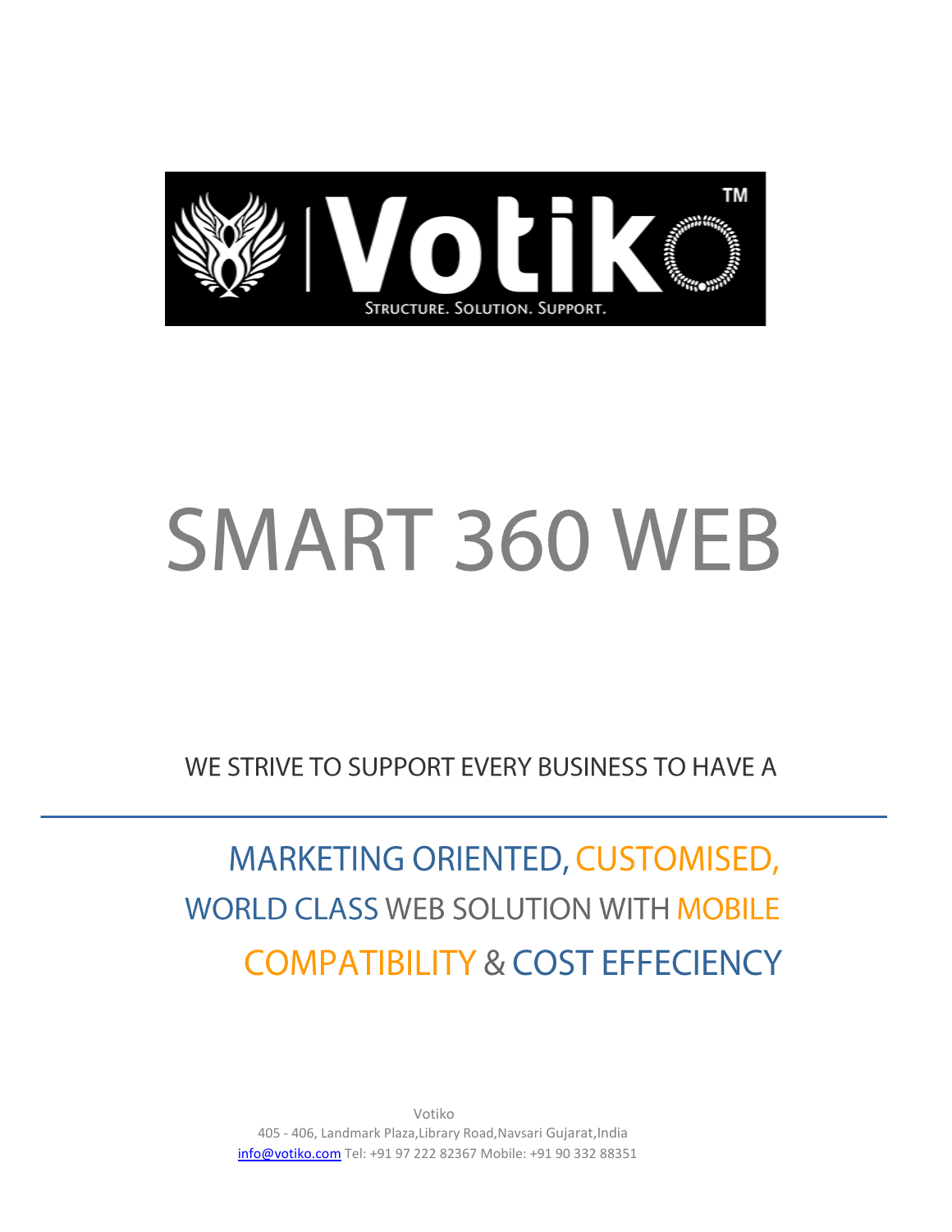Votiko™

STRUCTURE. SOLUTION. SUPPORT.

# SMART 360 WEB

WE STRIVE TO SUPPORT EVERY BUSINESS TO HAVE A

---

## MARKETING ORIENTED, CUSTOMISED, WORLD CLASS WEB SOLUTION WITH MOBILE COMPATIBILITY & COST EFFECIENCY

Votiko
405 - 406, Landmark Plaza,Library Road,Navsari Gujarat,India
info@votiko.com Tel: +91 97 222 82367 Mobile: +91 90 332 88351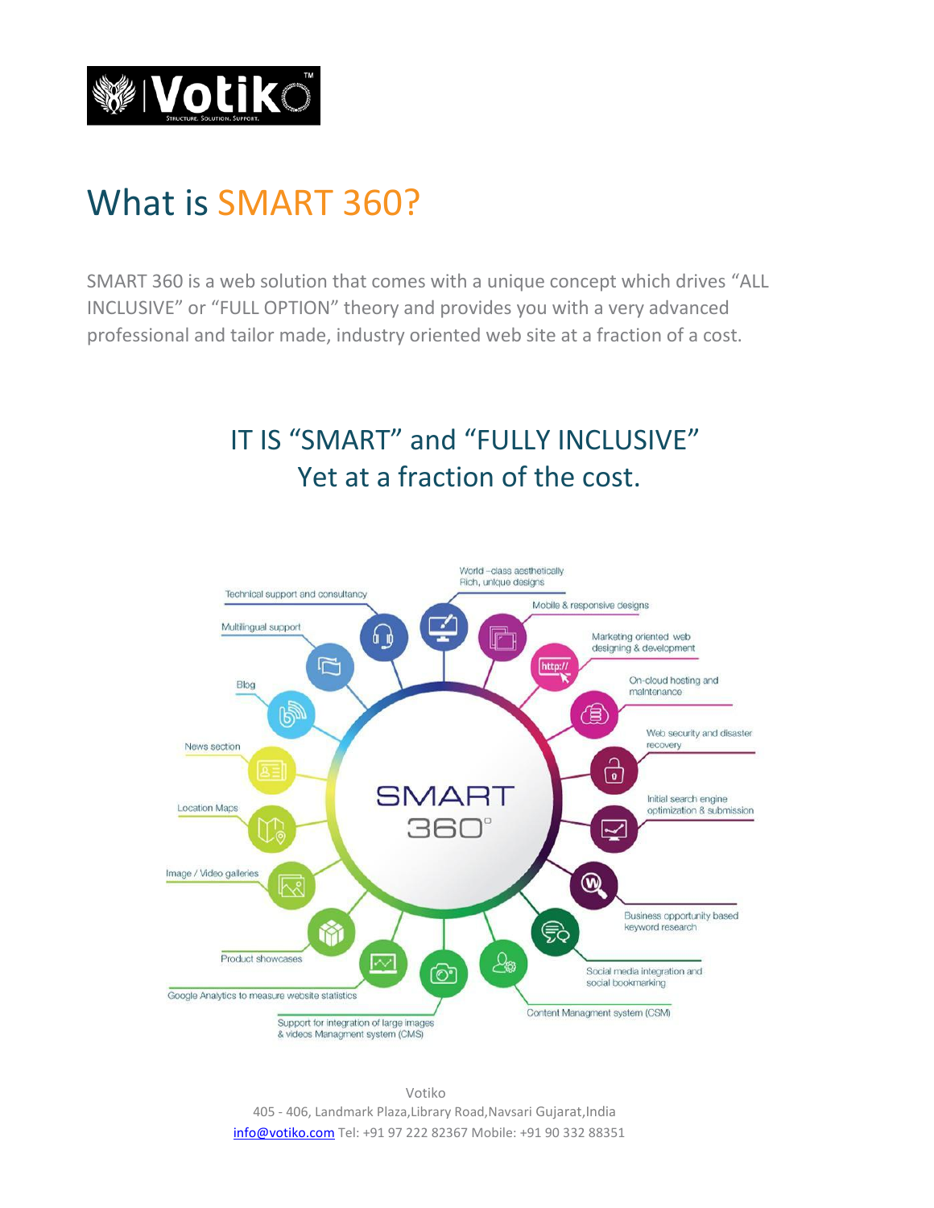# What is SMART 360?

SMART 360 is a web solution that comes with a unique concept which drives “ALL INCLUSIVE” or “FULL OPTION” theory and provides you with a very advanced professional and tailor made, industry oriented web site at a fraction of a cost.

## IT IS “SMART” and “FULLY INCLUSIVE”
## Yet at a fraction of the cost.

SMART 360°

- World –class aesthetically Rich, unique designs
- Mobile & responsive designs
- Marketing oriented web designing & development
- On-cloud hosting and maintenance
- Web security and disaster recovery
- Initial search engine optimization & submission
- Business opportunity based keyword research
- Social media integration and social bookmarking
- Content Managment system (CSM)
- Support for integration of large images & videos Managment system (CMS)
- Google Analytics to measure website statistics
- Product showcases
- Image / Video galleries
- Location Maps
- News section
- Blog
- Multilingual support
- Technical support and consultancy

Votiko
405 - 406, Landmark Plaza,Library Road,Navsari Gujarat,India
info@votiko.com Tel: +91 97 222 82367 Mobile: +91 90 332 88351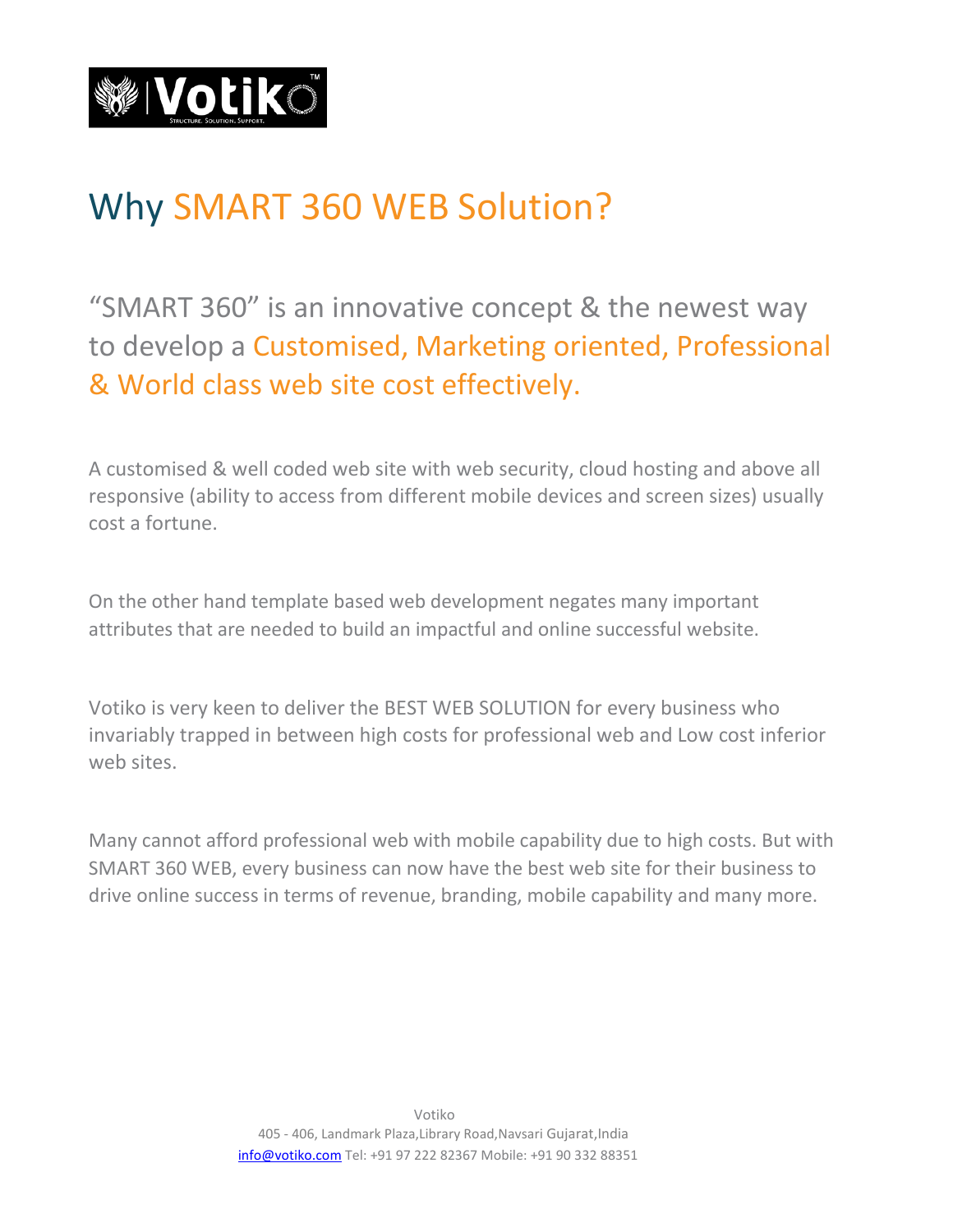# Why SMART 360 WEB Solution?

## "SMART 360" is an innovative concept & the newest way to develop a Customised, Marketing oriented, Professional & World class web site cost effectively.

A customised & well coded web site with web security, cloud hosting and above all responsive (ability to access from different mobile devices and screen sizes) usually cost a fortune.

On the other hand template based web development negates many important attributes that are needed to build an impactful and online successful website.

Votiko is very keen to deliver the BEST WEB SOLUTION for every business who invariably trapped in between high costs for professional web and Low cost inferior web sites.

Many cannot afford professional web with mobile capability due to high costs. But with SMART 360 WEB, every business can now have the best web site for their business to drive online success in terms of revenue, branding, mobile capability and many more.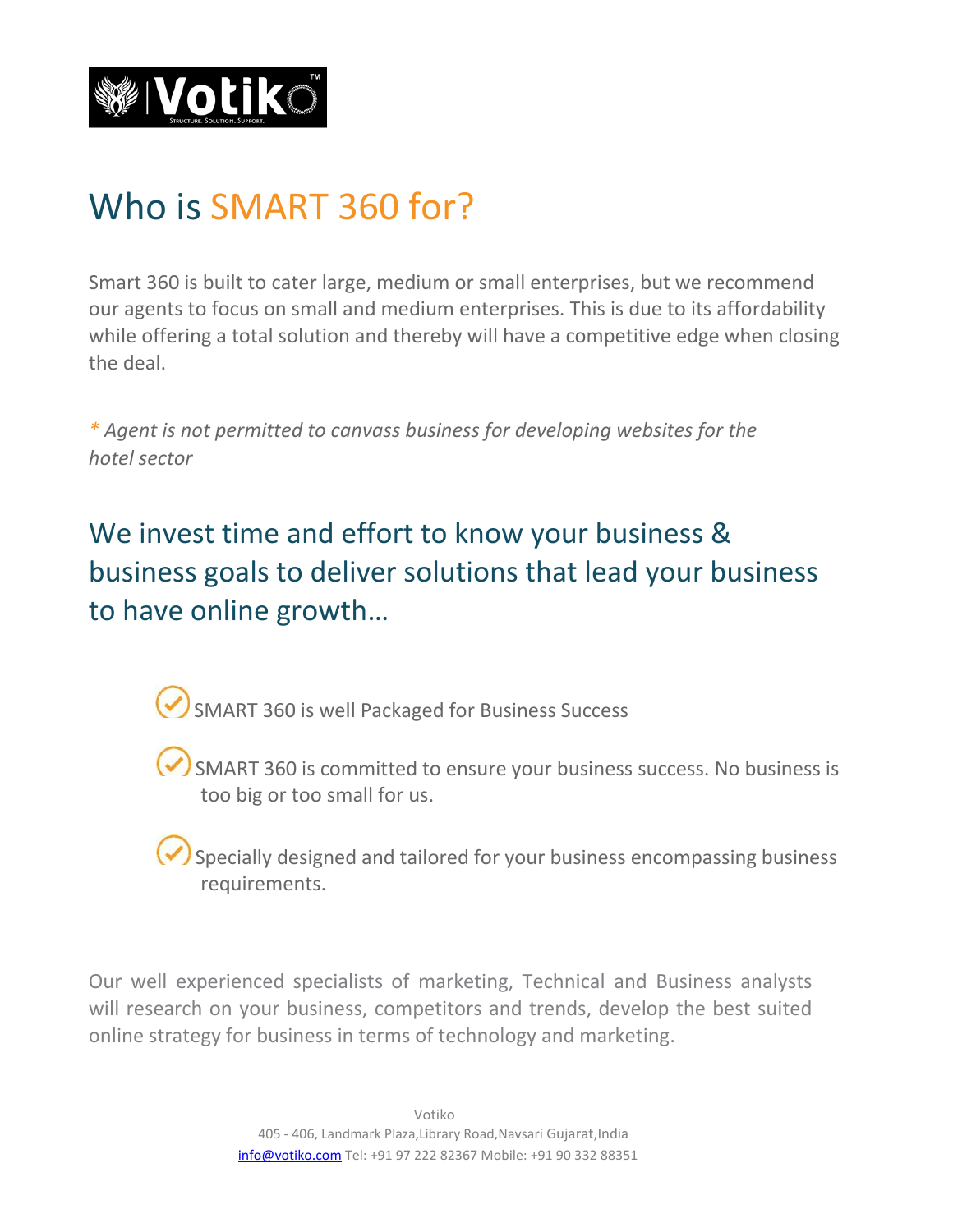# Who is SMART 360 for?

Smart 360 is built to cater large, medium or small enterprises, but we recommend our agents to focus on small and medium enterprises. This is due to its affordability while offering a total solution and thereby will have a competitive edge when closing the deal.

*\* Agent is not permitted to canvass business for developing websites for the hotel sector*

## We invest time and effort to know your business & business goals to deliver solutions that lead your business to have online growth…

- SMART 360 is well Packaged for Business Success
- SMART 360 is committed to ensure your business success. No business is too big or too small for us.
- Specially designed and tailored for your business encompassing business requirements.

Our well experienced specialists of marketing, Technical and Business analysts will research on your business, competitors and trends, develop the best suited online strategy for business in terms of technology and marketing.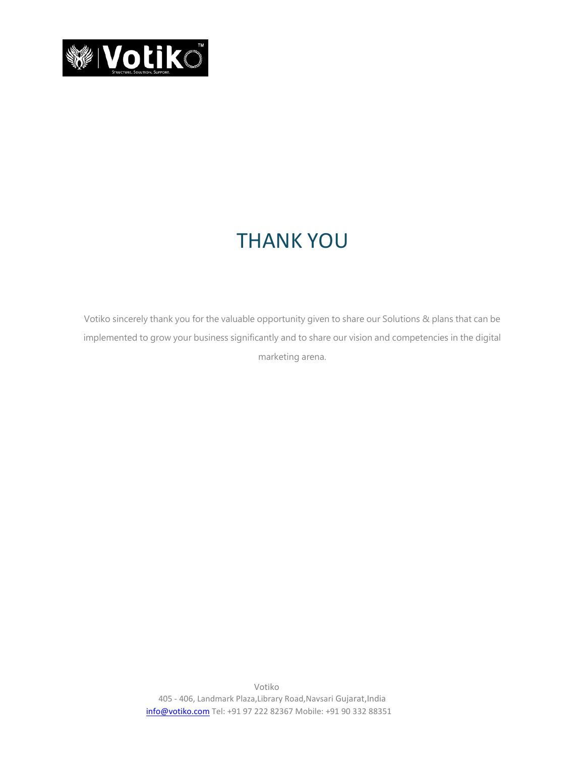# THANK YOU

Votiko sincerely thank you for the valuable opportunity given to share our Solutions & plans that can be implemented to grow your business significantly and to share our vision and competencies in the digital marketing arena.

Votiko
405 - 406, Landmark Plaza,Library Road,Navsari Gujarat,India
info@votiko.com Tel: +91 97 222 82367 Mobile: +91 90 332 88351